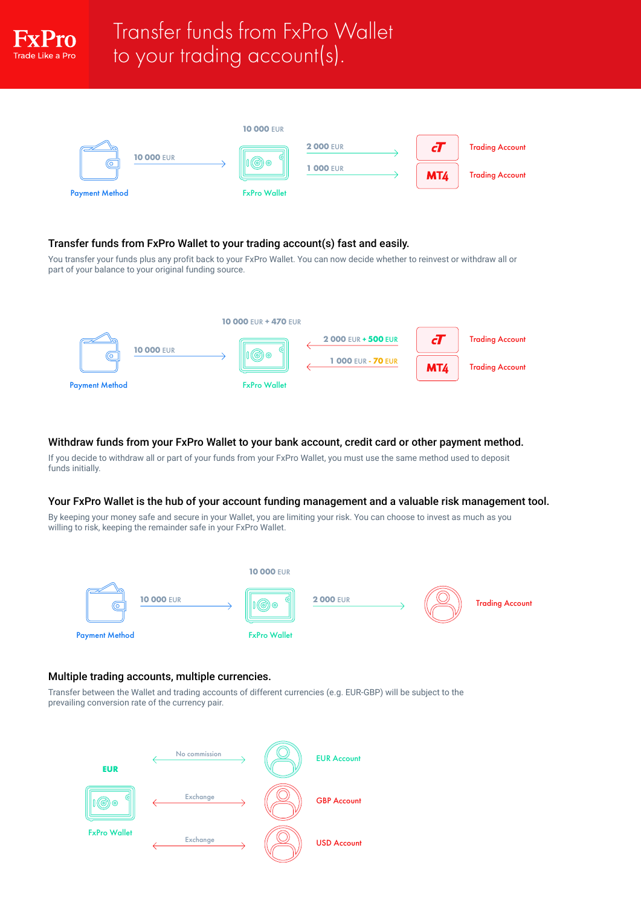# Transfer funds from FxPro Wallet to your trading account(s).

FxPro
Trade Like a Pro

Payment Method — 10 000 EUR → FxPro Wallet (10 000 EUR) — 2 000 EUR → cT Trading Account; 1 000 EUR → MT4 Trading Account

### Transfer funds from FxPro Wallet to your trading account(s) fast and easily.

You transfer your funds plus any profit back to your FxPro Wallet. You can now decide whether to reinvest or withdraw all or part of your balance to your original funding source.

Payment Method — 10 000 EUR → FxPro Wallet (10 000 EUR + 470 EUR) ← 2 000 EUR + 500 EUR cT Trading Account; ← 1 000 EUR - 70 EUR MT4 Trading Account

### Withdraw funds from your FxPro Wallet to your bank account, credit card or other payment method.

If you decide to withdraw all or part of your funds from your FxPro Wallet, you must use the same method used to deposit funds initially.

### Your FxPro Wallet is the hub of your account funding management and a valuable risk management tool.

By keeping your money safe and secure in your Wallet, you are limiting your risk. You can choose to invest as much as you willing to risk, keeping the remainder safe in your FxPro Wallet.

Payment Method — 10 000 EUR → FxPro Wallet (10 000 EUR) — 2 000 EUR → Trading Account

### Multiple trading accounts, multiple currencies.

Transfer between the Wallet and trading accounts of different currencies (e.g. EUR-GBP) will be subject to the prevailing conversion rate of the currency pair.

EUR FxPro Wallet ↔ No commission ↔ EUR Account
EUR FxPro Wallet ↔ Exchange ↔ GBP Account
EUR FxPro Wallet ↔ Exchange ↔ USD Account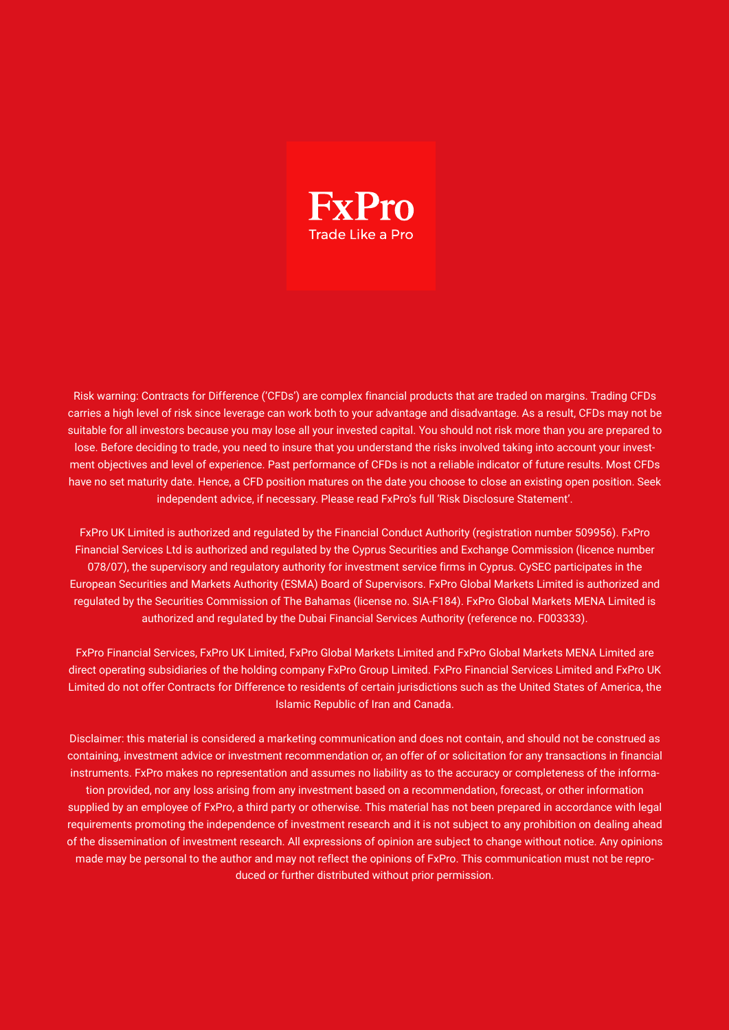**FxPro**

Trade Like a Pro

Risk warning: Contracts for Difference ('CFDs') are complex financial products that are traded on margins. Trading CFDs carries a high level of risk since leverage can work both to your advantage and disadvantage. As a result, CFDs may not be suitable for all investors because you may lose all your invested capital. You should not risk more than you are prepared to lose. Before deciding to trade, you need to insure that you understand the risks involved taking into account your investment objectives and level of experience. Past performance of CFDs is not a reliable indicator of future results. Most CFDs have no set maturity date. Hence, a CFD position matures on the date you choose to close an existing open position. Seek independent advice, if necessary. Please read FxPro's full 'Risk Disclosure Statement'.

FxPro UK Limited is authorized and regulated by the Financial Conduct Authority (registration number 509956). FxPro Financial Services Ltd is authorized and regulated by the Cyprus Securities and Exchange Commission (licence number 078/07), the supervisory and regulatory authority for investment service firms in Cyprus. CySEC participates in the European Securities and Markets Authority (ESMA) Board of Supervisors. FxPro Global Markets Limited is authorized and regulated by the Securities Commission of The Bahamas (license no. SIA-F184). FxPro Global Markets MENA Limited is authorized and regulated by the Dubai Financial Services Authority (reference no. F003333).

FxPro Financial Services, FxPro UK Limited, FxPro Global Markets Limited and FxPro Global Markets MENA Limited are direct operating subsidiaries of the holding company FxPro Group Limited. FxPro Financial Services Limited and FxPro UK Limited do not offer Contracts for Difference to residents of certain jurisdictions such as the United States of America, the Islamic Republic of Iran and Canada.

Disclaimer: this material is considered a marketing communication and does not contain, and should not be construed as containing, investment advice or investment recommendation or, an offer of or solicitation for any transactions in financial instruments. FxPro makes no representation and assumes no liability as to the accuracy or completeness of the information provided, nor any loss arising from any investment based on a recommendation, forecast, or other information supplied by an employee of FxPro, a third party or otherwise. This material has not been prepared in accordance with legal requirements promoting the independence of investment research and it is not subject to any prohibition on dealing ahead of the dissemination of investment research. All expressions of opinion are subject to change without notice. Any opinions made may be personal to the author and may not reflect the opinions of FxPro. This communication must not be reproduced or further distributed without prior permission.